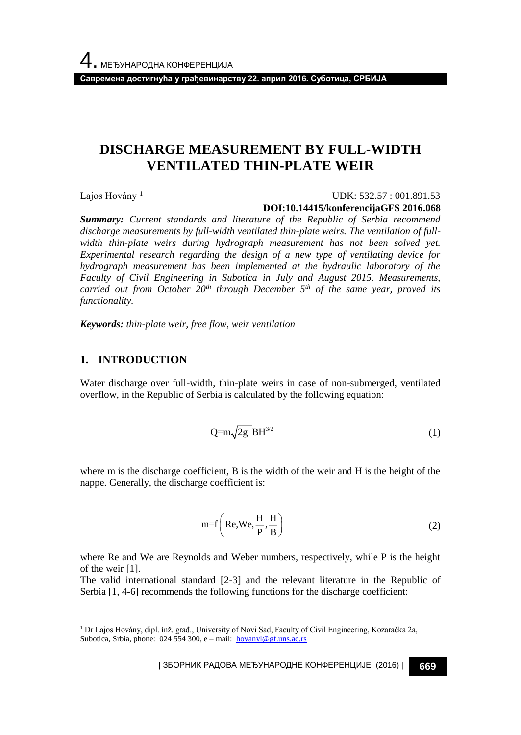# DISCHARGE MEASUREMENT BY FULL-WIDTH VENTILATED THIN-PLATE WEIR

Lajos Hovány [1]

UDK: 532.57 : 001.891.53

**DOI:10.14415/konferencijaGFS 2016.068**

***Summary:*** *Current standards and literature of the Republic of Serbia recommend discharge measurements by full-width ventilated thin-plate weirs. The ventilation of full-width thin-plate weirs during hydrograph measurement has not been solved yet. Experimental research regarding the design of a new type of ventilating device for hydrograph measurement has been implemented at the hydraulic laboratory of the Faculty of Civil Engineering in Subotica in July and August 2015. Measurements, carried out from October 20th through December 5th of the same year, proved its functionality.*

***Keywords:*** *thin-plate weir, free flow, weir ventilation*

## 1. INTRODUCTION

Water discharge over full-width, thin-plate weirs in case of non-submerged, ventilated overflow, in the Republic of Serbia is calculated by the following equation:

$$Q=m\sqrt{2g}\,BH^{3/2} \tag{1}$$

where m is the discharge coefficient, B is the width of the weir and H is the height of the nappe. Generally, the discharge coefficient is:

$$m=f\left(Re,We,\frac{H}{P},\frac{H}{B}\right) \tag{2}$$

where Re and We are Reynolds and Weber numbers, respectively, while P is the height of the weir [1].

The valid international standard [2-3] and the relevant literature in the Republic of Serbia [1, 4-6] recommends the following functions for the discharge coefficient:

---

[1] Dr Lajos Hovány, dipl. inž. građ., University of Novi Sad, Faculty of Civil Engineering, Kozaračka 2a, Subotica, Srbia, phone: 024 554 300, e – mail: hovanyl@gf.uns.ac.rs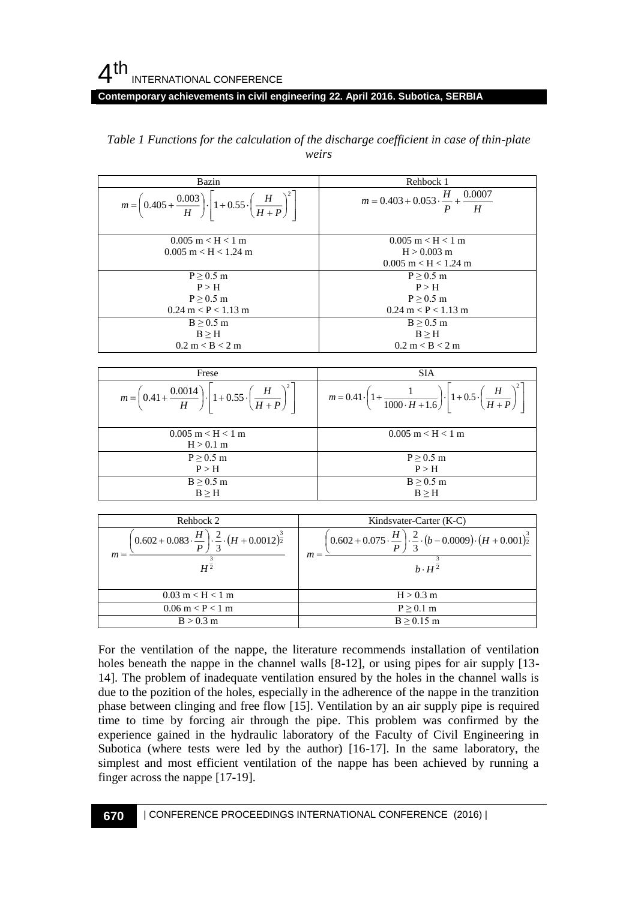*Table 1 Functions for the calculation of the discharge coefficient in case of thin-plate weirs*

| Bazin | Rehbock 1 |
|---|---|
| $m=\left(0.405+\frac{0.003}{H}\right)\cdot\left[1+0.55\cdot\left(\frac{H}{H+P}\right)^2\right]$ | $m=0.403+0.053\cdot\frac{H}{P}+\frac{0.0007}{H}$ |
| 0.005 m < H < 1 m<br>0.005 m < H < 1.24 m | 0.005 m < H < 1 m<br>H > 0.003 m<br>0.005 m < H < 1.24 m |
| P ≥ 0.5 m<br>P > H<br>P ≥ 0.5 m<br>0.24 m < P < 1.13 m | P ≥ 0.5 m<br>P > H<br>P ≥ 0.5 m<br>0.24 m < P < 1.13 m |
| B ≥ 0.5 m<br>B ≥ H<br>0.2 m < B < 2 m | B ≥ 0.5 m<br>B ≥ H<br>0.2 m < B < 2 m |

| Frese | SIA |
|---|---|
| $m=\left(0.41+\frac{0.0014}{H}\right)\cdot\left[1+0.55\cdot\left(\frac{H}{H+P}\right)^2\right]$ | $m=0.41\cdot\left(1+\frac{1}{1000\cdot H+1.6}\right)\cdot\left[1+0.5\cdot\left(\frac{H}{H+P}\right)^2\right]$ |
| 0.005 m < H < 1 m<br>H > 0.1 m | 0.005 m < H < 1 m |
| P ≥ 0.5 m<br>P > H | P ≥ 0.5 m<br>P > H |
| B ≥ 0.5 m<br>B ≥ H | B ≥ 0.5 m<br>B ≥ H |

| Rehbock 2 | Kindsvater-Carter (K-C) |
|---|---|
| $m=\frac{\left(0.602+0.083\cdot\frac{H}{P}\right)\cdot\frac{2}{3}\cdot\left(H+0.0012\right)^{\frac{3}{2}}}{H^{\frac{3}{2}}}$ | $m=\frac{\left(0.602+0.075\cdot\frac{H}{P}\right)\cdot\frac{2}{3}\cdot\left(b-0.0009\right)\cdot\left(H+0.001\right)^{\frac{3}{2}}}{b\cdot H^{\frac{3}{2}}}$ |
| 0.03 m < H < 1 m | H > 0.3 m |
| 0.06 m < P < 1 m | P ≥ 0.1 m |
| B > 0.3 m | B ≥ 0.15 m |

For the ventilation of the nappe, the literature recommends installation of ventilation holes beneath the nappe in the channel walls [8-12], or using pipes for air supply [13-14]. The problem of inadequate ventilation ensured by the holes in the channel walls is due to the pozition of the holes, especially in the adherence of the nappe in the tranzition phase between clinging and free flow [15]. Ventilation by an air supply pipe is required time to time by forcing air through the pipe. This problem was confirmed by the experience gained in the hydraulic laboratory of the Faculty of Civil Engineering in Subotica (where tests were led by the author) [16-17]. In the same laboratory, the simplest and most efficient ventilation of the nappe has been achieved by running a finger across the nappe [17-19].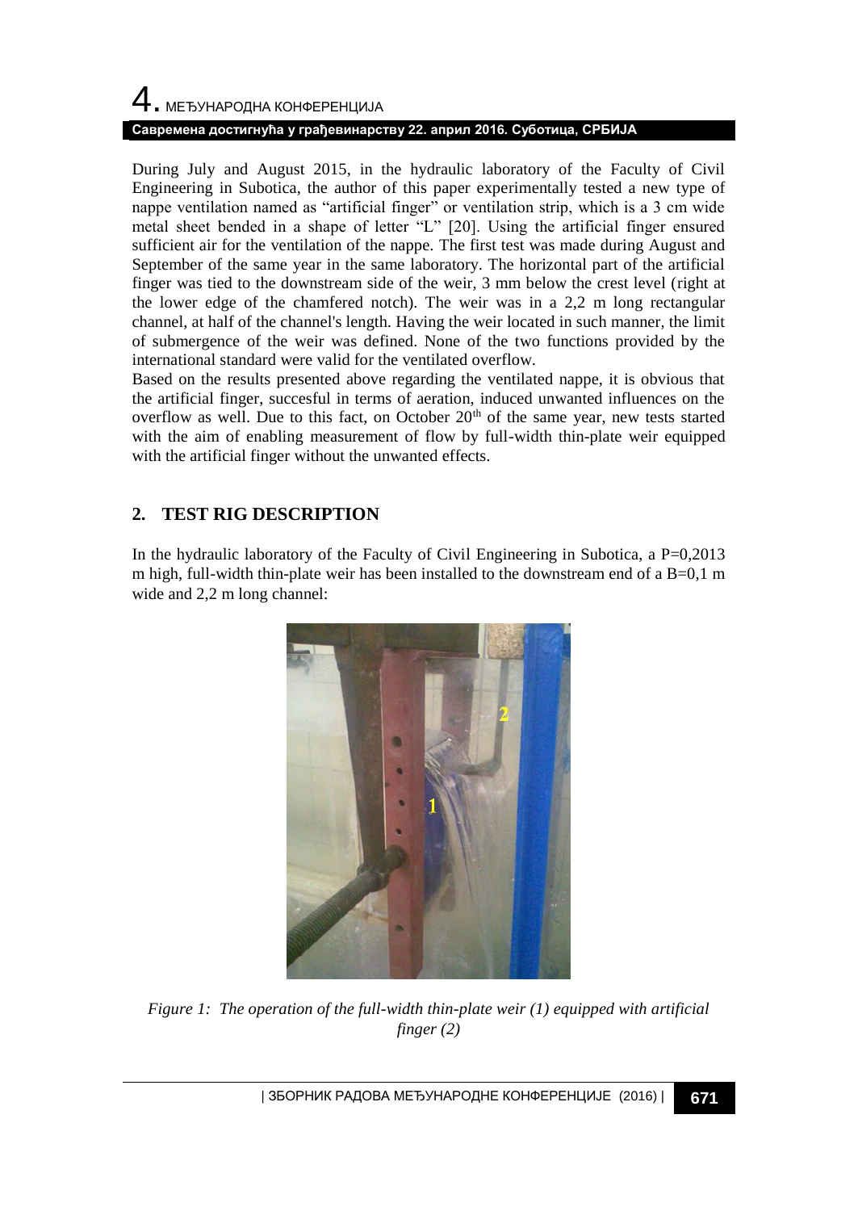During July and August 2015, in the hydraulic laboratory of the Faculty of Civil Engineering in Subotica, the author of this paper experimentally tested a new type of nappe ventilation named as "artificial finger" or ventilation strip, which is a 3 cm wide metal sheet bended in a shape of letter "L" [20]. Using the artificial finger ensured sufficient air for the ventilation of the nappe. The first test was made during August and September of the same year in the same laboratory. The horizontal part of the artificial finger was tied to the downstream side of the weir, 3 mm below the crest level (right at the lower edge of the chamfered notch). The weir was in a 2,2 m long rectangular channel, at half of the channel's length. Having the weir located in such manner, the limit of submergence of the weir was defined. None of the two functions provided by the international standard were valid for the ventilated overflow.

Based on the results presented above regarding the ventilated nappe, it is obvious that the artificial finger, succesful in terms of aeration, induced unwanted influences on the overflow as well. Due to this fact, on October 20[th] of the same year, new tests started with the aim of enabling measurement of flow by full-width thin-plate weir equipped with the artificial finger without the unwanted effects.

## 2. TEST RIG DESCRIPTION

In the hydraulic laboratory of the Faculty of Civil Engineering in Subotica, a $P=0{,}2013$ m high, full-width thin-plate weir has been installed to the downstream end of a $B=0{,}1$ m wide and 2,2 m long channel:

*Figure 1: The operation of the full-width thin-plate weir (1) equipped with artificial finger (2)*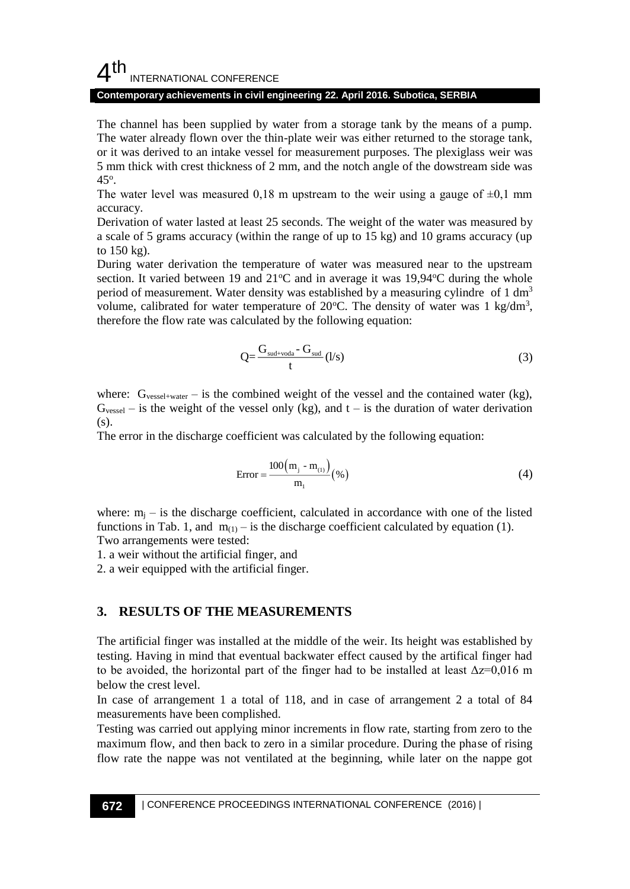The channel has been supplied by water from a storage tank by the means of a pump. The water already flown over the thin-plate weir was either returned to the storage tank, or it was derived to an intake vessel for measurement purposes. The plexiglass weir was 5 mm thick with crest thickness of 2 mm, and the notch angle of the dowstream side was 45°.

The water level was measured 0,18 m upstream to the weir using a gauge of ±0,1 mm accuracy.

Derivation of water lasted at least 25 seconds. The weight of the water was measured by a scale of 5 grams accuracy (within the range of up to 15 kg) and 10 grams accuracy (up to 150 kg).

During water derivation the temperature of water was measured near to the upstream section. It varied between 19 and 21°C and in average it was 19,94°C during the whole period of measurement. Water density was established by a measuring cylindre of 1 $dm^3$ volume, calibrated for water temperature of 20°C. The density of water was 1 $kg/dm^3$, therefore the flow rate was calculated by the following equation:

$$Q = \frac{G_{sud+voda} - G_{sud}}{t} \,(l/s) \tag{3}$$

where: $G_{vessel+water}$ – is the combined weight of the vessel and the contained water (kg), $G_{vessel}$ – is the weight of the vessel only (kg), and t – is the duration of water derivation (s).

The error in the discharge coefficient was calculated by the following equation:

$$\text{Error} = \frac{100\left(m_j - m_{(1)}\right)}{m_1}(\%) \tag{4}$$

where: $m_j$ – is the discharge coefficient, calculated in accordance with one of the listed functions in Tab. 1, and $m_{(1)}$ – is the discharge coefficient calculated by equation (1).

Two arrangements were tested:

1. a weir without the artificial finger, and
2. a weir equipped with the artificial finger.

## 3. RESULTS OF THE MEASUREMENTS

The artificial finger was installed at the middle of the weir. Its height was established by testing. Having in mind that eventual backwater effect caused by the artifical finger had to be avoided, the horizontal part of the finger had to be installed at least $\Delta z$=0,016 m below the crest level.

In case of arrangement 1 a total of 118, and in case of arrangement 2 a total of 84 measurements have been complished.

Testing was carried out applying minor increments in flow rate, starting from zero to the maximum flow, and then back to zero in a similar procedure. During the phase of rising flow rate the nappe was not ventilated at the beginning, while later on the nappe got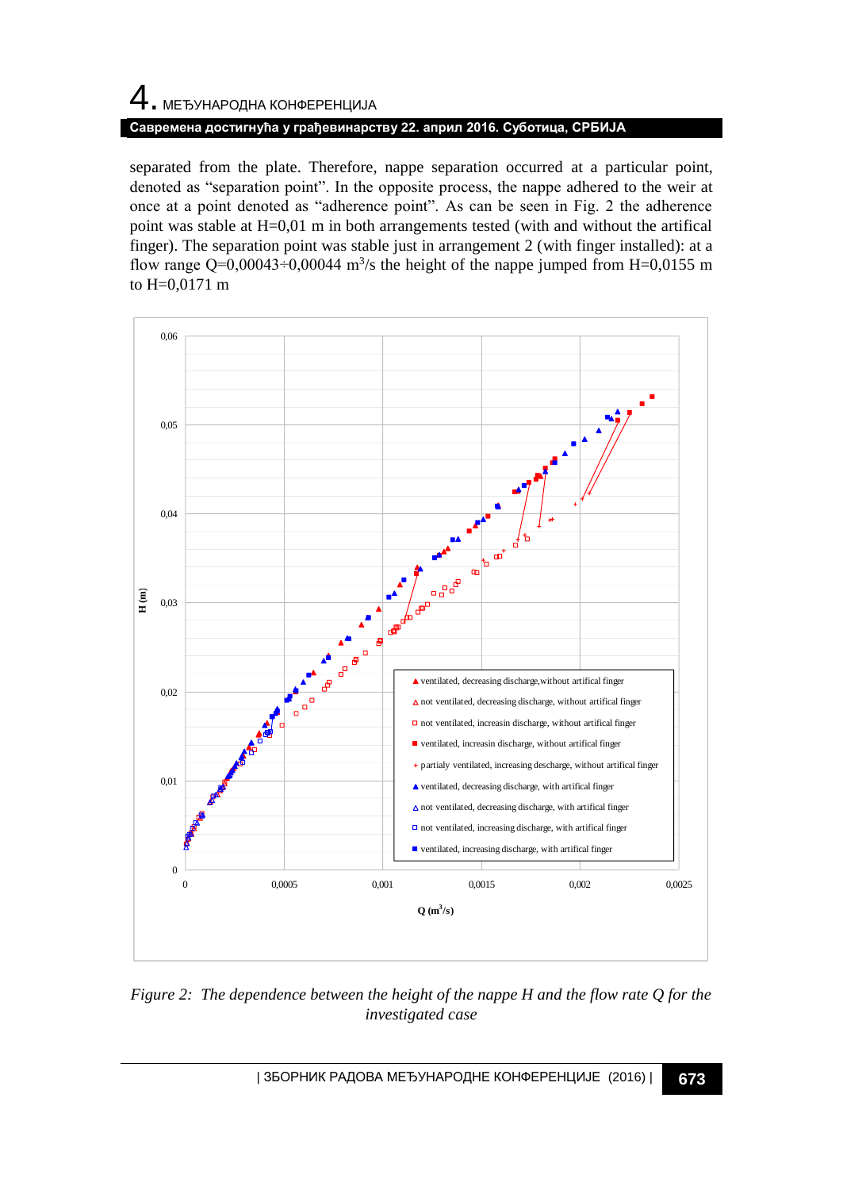separated from the plate. Therefore, nappe separation occurred at a particular point, denoted as "separation point". In the opposite process, the nappe adhered to the weir at once at a point denoted as "adherence point". As can be seen in Fig. 2 the adherence point was stable at H=0,01 m in both arrangements tested (with and without the artifical finger). The separation point was stable just in arrangement 2 (with finger installed): at a flow range Q=0,00043÷0,00044 $m^3/s$ the height of the nappe jumped from H=0,0155 m to H=0,0171 m

*Figure 2: The dependence between the height of the nappe H and the flow rate Q for the investigated case*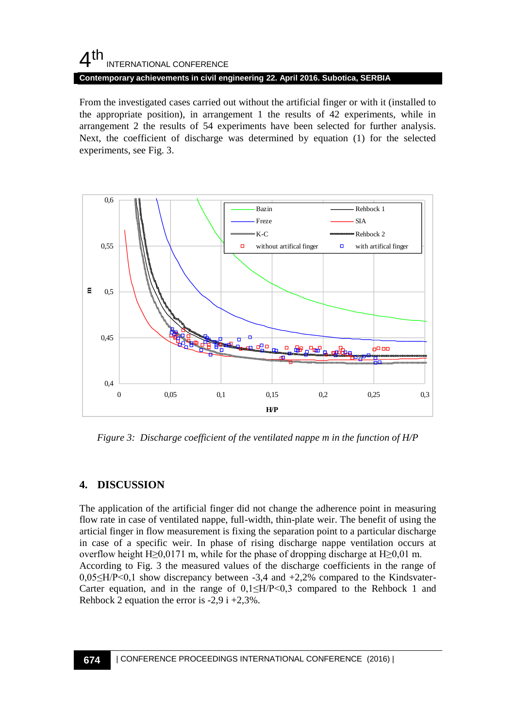From the investigated cases carried out without the artificial finger or with it (installed to the appropriate position), in arrangement 1 the results of 42 experiments, while in arrangement 2 the results of 54 experiments have been selected for further analysis. Next, the coefficient of discharge was determined by equation (1) for the selected experiments, see Fig. 3.

*Figure 3: Discharge coefficient of the ventilated nappe m in the function of H/P*

## 4. DISCUSSION

The application of the artificial finger did not change the adherence point in measuring flow rate in case of ventilated nappe, full-width, thin-plate weir. The benefit of using the articial finger in flow measurement is fixing the separation point to a particular discharge in case of a specific weir. In phase of rising discharge nappe ventilation occurs at overflow height $H \geq 0{,}0171$ m, while for the phase of dropping discharge at $H \geq 0{,}01$ m.
According to Fig. 3 the measured values of the discharge coefficients in the range of $0{,}05 \leq H/P < 0{,}1$ show discrepancy between -3,4 and +2,2% compared to the Kindsvater-Carter equation, and in the range of $0{,}1 \leq H/P < 0{,}3$ compared to the Rehbock 1 and Rehbock 2 equation the error is -2,9 i +2,3%.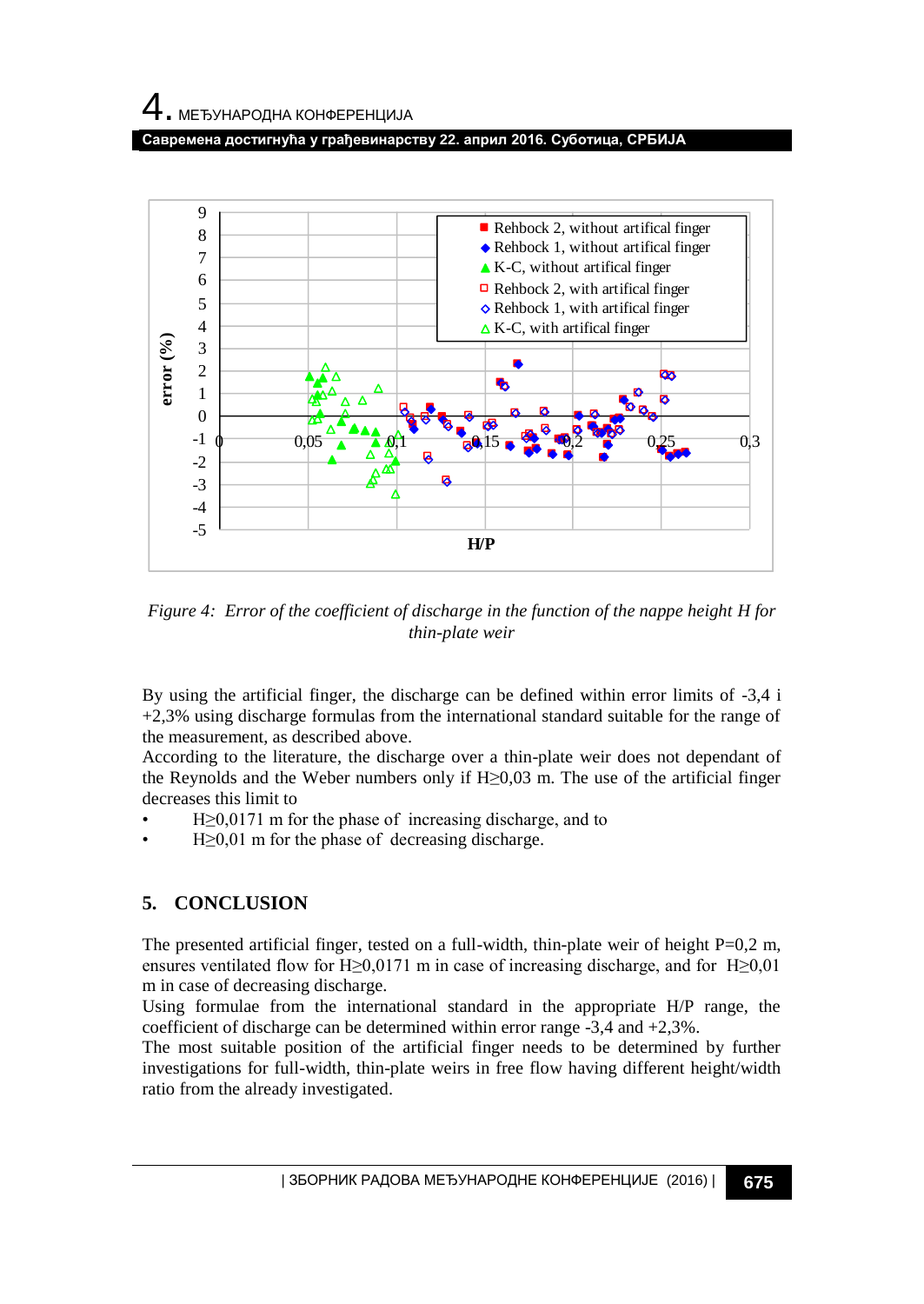*Figure 4: Error of the coefficient of discharge in the function of the nappe height H for thin-plate weir*

By using the artificial finger, the discharge can be defined within error limits of -3,4 i +2,3% using discharge formulas from the international standard suitable for the range of the measurement, as described above.

According to the literature, the discharge over a thin-plate weir does not dependant of the Reynolds and the Weber numbers only if H≥0,03 m. The use of the artificial finger decreases this limit to

- H≥0,0171 m for the phase of increasing discharge, and to
- H≥0,01 m for the phase of decreasing discharge.

## 5. CONCLUSION

The presented artificial finger, tested on a full-width, thin-plate weir of height P=0,2 m, ensures ventilated flow for H≥0,0171 m in case of increasing discharge, and for H≥0,01 m in case of decreasing discharge.

Using formulae from the international standard in the appropriate H/P range, the coefficient of discharge can be determined within error range -3,4 and +2,3%.

The most suitable position of the artificial finger needs to be determined by further investigations for full-width, thin-plate weirs in free flow having different height/width ratio from the already investigated.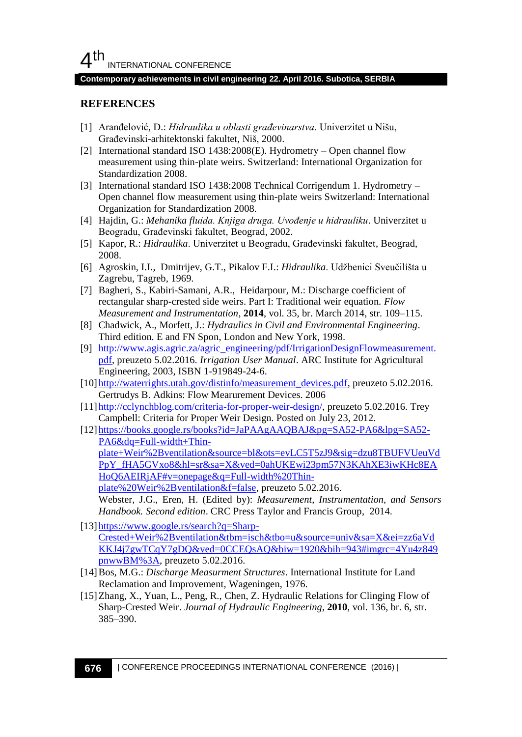## REFERENCES

[1] Aranđelović, D.: *Hidraulika u oblasti građevinarstva*. Univerzitet u Nišu, Građevinski-arhitektonski fakultet, Niš, 2000.

[2] International standard ISO 1438:2008(E). Hydrometry – Open channel flow measurement using thin-plate weirs. Switzerland: International Organization for Standardization 2008.

[3] International standard ISO 1438:2008 Technical Corrigendum 1. Hydrometry – Open channel flow measurement using thin-plate weirs Switzerland: International Organization for Standardization 2008.

[4] Hajdin, G.: *Mehanika fluida. Knjiga druga. Uvođenje u hidrauliku*. Univerzitet u Beogradu, Građevinski fakultet, Beograd, 2002.

[5] Kapor, R.: *Hidraulika*. Univerzitet u Beogradu, Građevinski fakultet, Beograd, 2008.

[6] Agroskin, I.I., Dmitrijev, G.T., Pikalov F.I.: *Hidraulika*. Udžbenici Sveučilišta u Zagrebu, Tagreb, 1969.

[7] Bagheri, S., Kabiri-Samani, A.R., Heidarpour, M.: Discharge coefficient of rectangular sharp-crested side weirs. Part I: Traditional weir equation. *Flow Measurement and Instrumentation*, **2014**, vol. 35, br. March 2014, str. 109–115.

[8] Chadwick, A., Morfett, J.: *Hydraulics in Civil and Environmental Engineering*. Third edition. E and FN Spon, London and New York, 1998.

[9] http://www.agis.agric.za/agric_engineering/pdf/IrrigationDesignFlowmeasurement.pdf, preuzeto 5.02.2016. *Irrigation User Manual*. ARC Institute for Agricultural Engineering, 2003, ISBN 1-919849-24-6.

[10] http://waterrights.utah.gov/distinfo/measurement_devices.pdf, preuzeto 5.02.2016. Gertrudys B. Adkins: Flow Mearurement Devices. 2006

[11] http://cclynchblog.com/criteria-for-proper-weir-design/, preuzeto 5.02.2016. Trey Campbell: Criteria for Proper Weir Design. Posted on July 23, 2012.

[12] https://books.google.rs/books?id=JaPAAgAAQBAJ&pg=SA52-PA6&lpg=SA52-PA6&dq=Full-width+Thin-plate+Weir%2Bventilation&source=bl&ots=evLC5T5zJ9&sig=dzu8TBUFVUeuVdPpY_fHA5GVxo8&hl=sr&sa=X&ved=0ahUKEwi23pm57N3KAhXE3iwKHc8EAHoQ6AEIRjAF#v=onepage&q=Full-width%20Thin-plate%20Weir%2Bventilation&f=false, preuzeto 5.02.2016. Webster, J.G., Eren, H. (Edited by): *Measurement, Instrumentation, and Sensors Handbook. Second edition*. CRC Press Taylor and Francis Group, 2014.

[13] https://www.google.rs/search?q=Sharp-Crested+Weir%2Bventilation&tbm=isch&tbo=u&source=univ&sa=X&ei=zz6aVdKKJ4j7gwTCqY7gDQ&ved=0CCEQsAQ&biw=1920&bih=943#imgrc=4Yu4z849pnwwBM%3A, preuzeto 5.02.2016.

[14] Bos, M.G.: *Discharge Measurment Structures*. International Institute for Land Reclamation and Improvement, Wageningen, 1976.

[15] Zhang, X., Yuan, L., Peng, R., Chen, Z. Hydraulic Relations for Clinging Flow of Sharp-Crested Weir. *Journal of Hydraulic Engineering*, **2010**, vol. 136, br. 6, str. 385–390.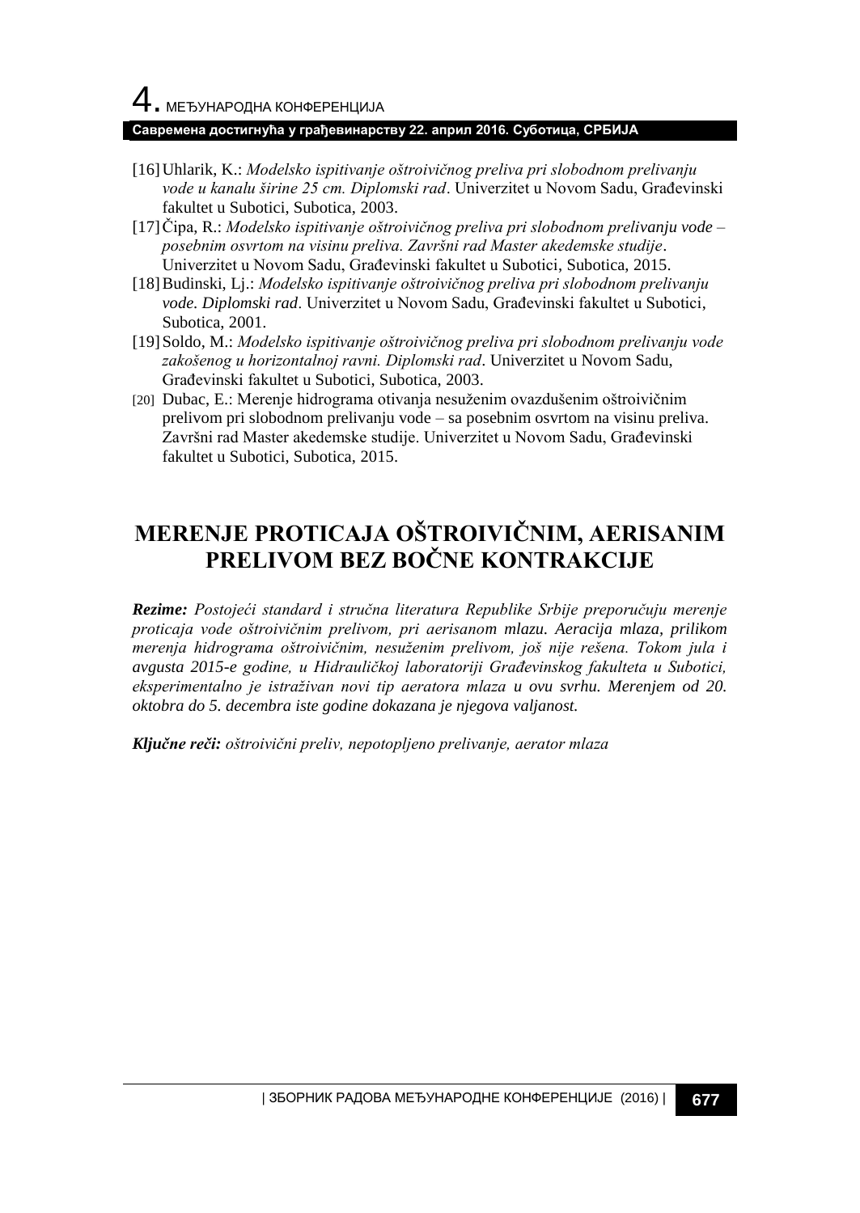[16] Uhlarik, K.: *Modelsko ispitivanje oštroivičnog preliva pri slobodnom prelivanju vode u kanalu širine 25 cm. Diplomski rad*. Univerzitet u Novom Sadu, Građevinski fakultet u Subotici, Subotica, 2003.

[17] Čipa, R.: *Modelsko ispitivanje oštroivičnog preliva pri slobodnom prelivanju vode – posebnim osvrtom na visinu preliva. Završni rad Master akedemske studije*. Univerzitet u Novom Sadu, Građevinski fakultet u Subotici, Subotica, 2015.

[18] Budinski, Lj.: *Modelsko ispitivanje oštroivičnog preliva pri slobodnom prelivanju vode. Diplomski rad*. Univerzitet u Novom Sadu, Građevinski fakultet u Subotici, Subotica, 2001.

[19] Soldo, M.: *Modelsko ispitivanje oštroivičnog preliva pri slobodnom prelivanju vode zakošenog u horizontalnoj ravni. Diplomski rad*. Univerzitet u Novom Sadu, Građevinski fakultet u Subotici, Subotica, 2003.

[20] Dubac, E.: Merenje hidrograma otivanja nesuženim ovazdušenim oštroivičnim prelivom pri slobodnom prelivanju vode – sa posebnim osvrtom na visinu preliva. Završni rad Master akedemske studije. Univerzitet u Novom Sadu, Građevinski fakultet u Subotici, Subotica, 2015.

# MERENJE PROTICAJA OŠTROIVIČNIM, AERISANIM PRELIVOM BEZ BOČNE KONTRAKCIJE

***Rezime:*** *Postojeći standard i stručna literatura Republike Srbije preporučuju merenje proticaja vode oštroivičnim prelivom, pri aerisanom mlazu. Aeracija mlaza, prilikom merenja hidrograma oštroivičnim, nesuženim prelivom, još nije rešena. Tokom jula i avgusta 2015-e godine, u Hidrauličkoj laboratoriji Građevinskog fakulteta u Subotici, eksperimentalno je istraživan novi tip aeratora mlaza u ovu svrhu. Merenjem od 20. oktobra do 5. decembra iste godine dokazana je njegova valjanost.*

***Ključne reči:*** *oštroivični preliv, nepotopljeno prelivanje, aerator mlaza*